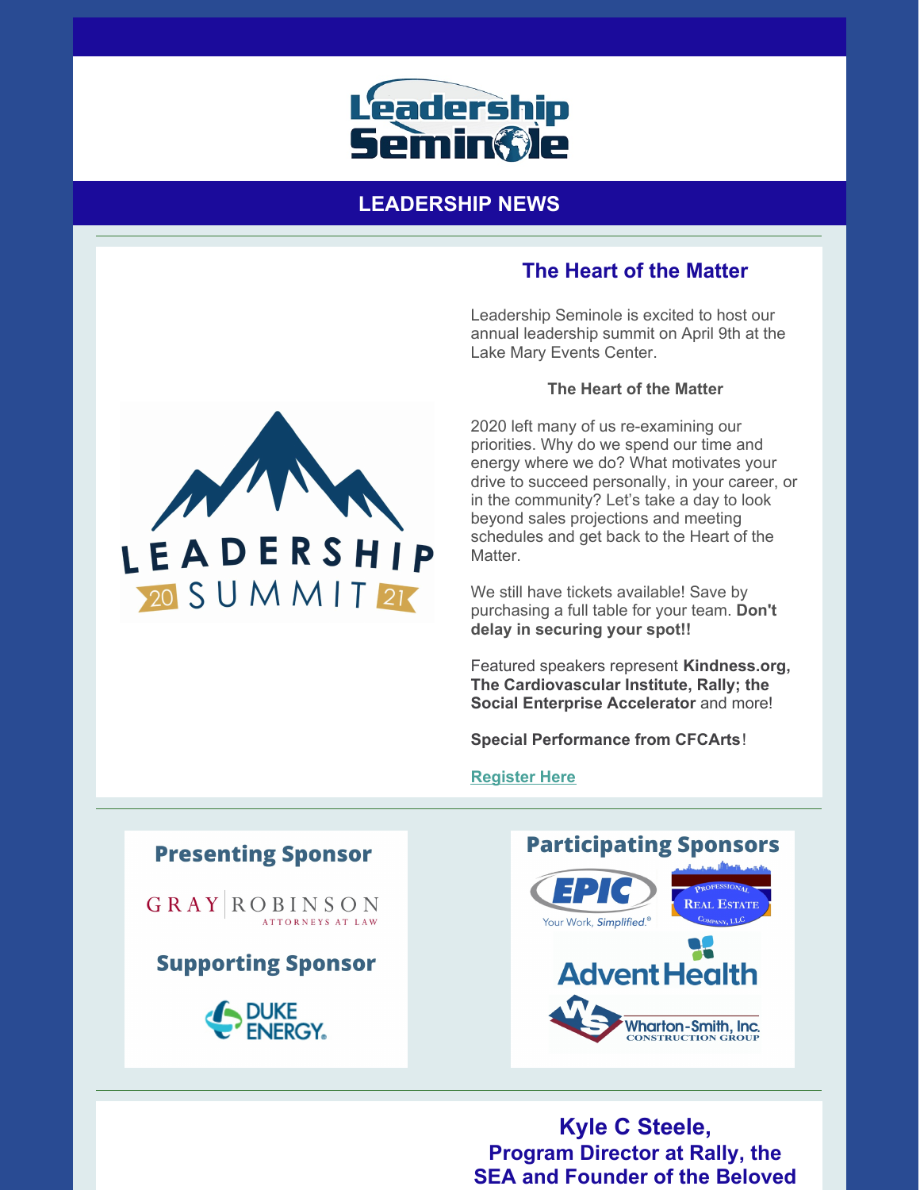# Leadership Seminole

## LEADERSHIP NEWS

LEADERSHIP SUMMIT 2021

### The Heart of the Matter

Leadership Seminole is excited to host our annual leadership summit on April 9th at the Lake Mary Events Center.

**The Heart of the Matter**

2020 left many of us re-examining our priorities. Why do we spend our time and energy where we do? What motivates your drive to succeed personally, in your career, or in the community? Let's take a day to look beyond sales projections and meeting schedules and get back to the Heart of the Matter.

We still have tickets available! Save by purchasing a full table for your team. **Don't delay in securing your spot!!**

Featured speakers represent **Kindness.org, The Cardiovascular Institute, Rally; the Social Enterprise Accelerator** and more!

**Special Performance from CFCArts**!

[Register Here]

**Presenting Sponsor**

GRAY | ROBINSON ATTORNEYS AT LAW

**Supporting Sponsor**

DUKE ENERGY

**Participating Sponsors**

EPIC Your Work, Simplified.

Professional Real Estate Company, LLC

AdventHealth

Wharton-Smith, Inc. Construction Group

### Kyle C Steele, Program Director at Rally, the SEA and Founder of the Beloved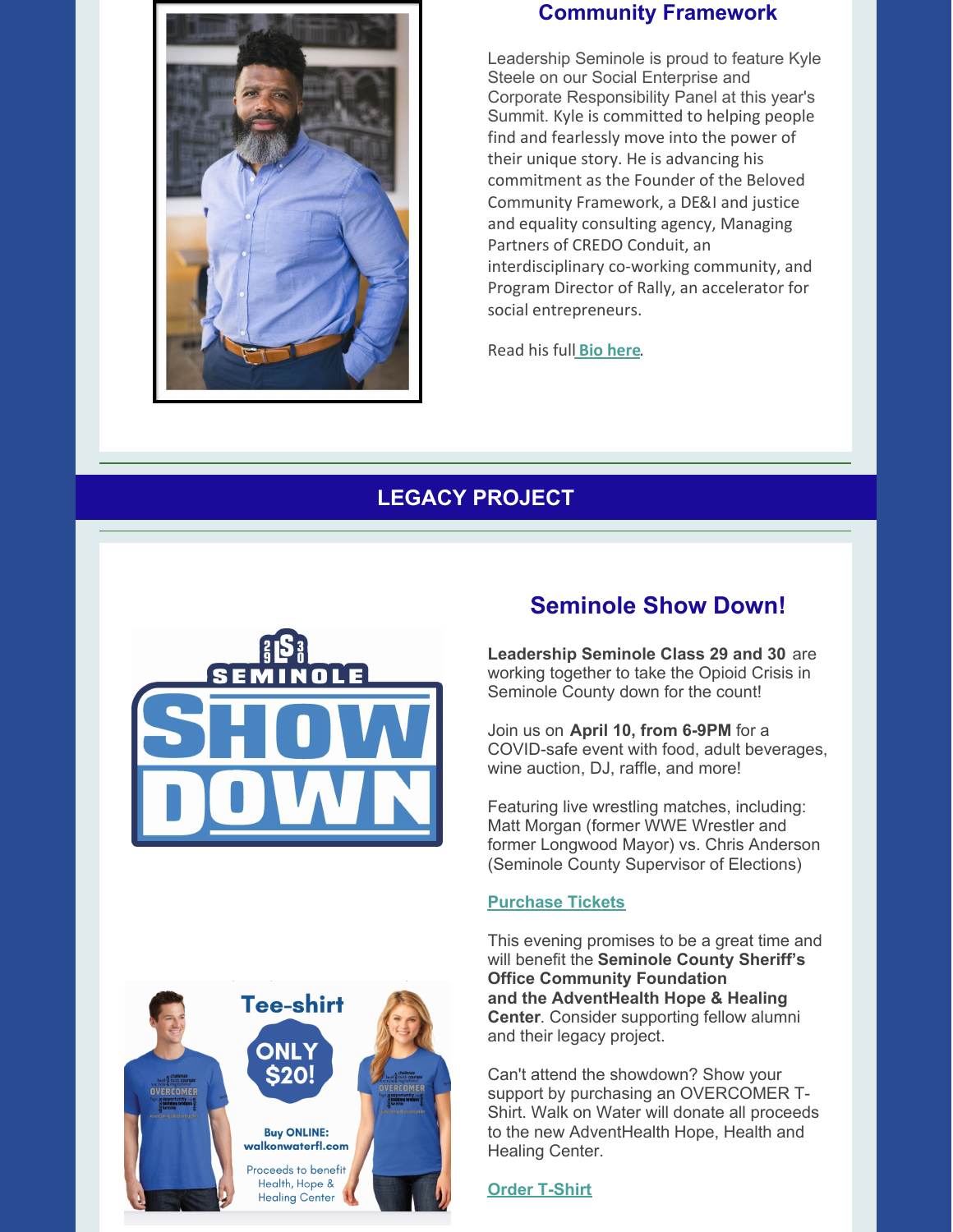## Community Framework

Leadership Seminole is proud to feature Kyle Steele on our Social Enterprise and Corporate Responsibility Panel at this year's Summit. Kyle is committed to helping people find and fearlessly move into the power of their unique story. He is advancing his commitment as the Founder of the Beloved Community Framework, a DE&I and justice and equality consulting agency, Managing Partners of CREDO Conduit, an interdisciplinary co-working community, and Program Director of Rally, an accelerator for social entrepreneurs.

Read his full **Bio here**.

# LEGACY PROJECT

## Seminole Show Down!

**Leadership Seminole Class 29 and 30** are working together to take the Opioid Crisis in Seminole County down for the count!

Join us on **April 10, from 6-9PM** for a COVID-safe event with food, adult beverages, wine auction, DJ, raffle, and more!

Featuring live wrestling matches, including: Matt Morgan (former WWE Wrestler and former Longwood Mayor) vs. Chris Anderson (Seminole County Supervisor of Elections)

**Purchase Tickets**

This evening promises to be a great time and will benefit the **Seminole County Sheriff's Office Community Foundation and the AdventHealth Hope & Healing Center**. Consider supporting fellow alumni and their legacy project.

Can't attend the showdown? Show your support by purchasing an OVERCOMER T-Shirt. Walk on Water will donate all proceeds to the new AdventHealth Hope, Health and Healing Center.

**Order T-Shirt**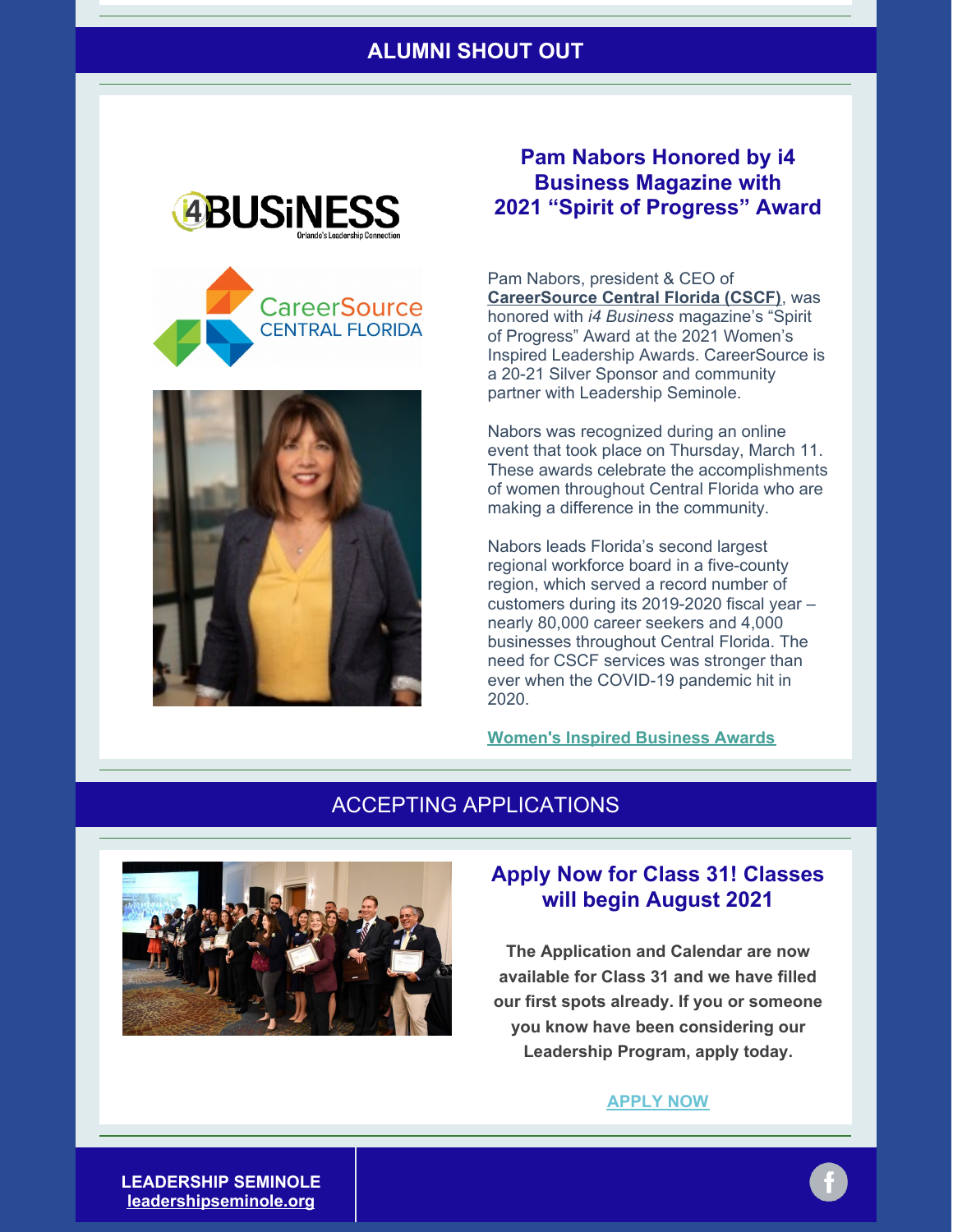## ALUMNI SHOUT OUT

### Pam Nabors Honored by i4 Business Magazine with 2021 “Spirit of Progress” Award

Pam Nabors, president & CEO of **CareerSource Central Florida (CSCF)**, was honored with *i4 Business* magazine’s “Spirit of Progress” Award at the 2021 Women’s Inspired Leadership Awards. CareerSource is a 20-21 Silver Sponsor and community partner with Leadership Seminole.

Nabors was recognized during an online event that took place on Thursday, March 11. These awards celebrate the accomplishments of women throughout Central Florida who are making a difference in the community.

Nabors leads Florida’s second largest regional workforce board in a five-county region, which served a record number of customers during its 2019-2020 fiscal year – nearly 80,000 career seekers and 4,000 businesses throughout Central Florida. The need for CSCF services was stronger than ever when the COVID-19 pandemic hit in 2020.

**Women's Inspired Business Awards**

## ACCEPTING APPLICATIONS

### Apply Now for Class 31! Classes will begin August 2021

**The Application and Calendar are now available for Class 31 and we have filled our first spots already. If you or someone you know have been considering our Leadership Program, apply today.**

**APPLY NOW**

**LEADERSHIP SEMINOLE**
**leadershipseminole.org**